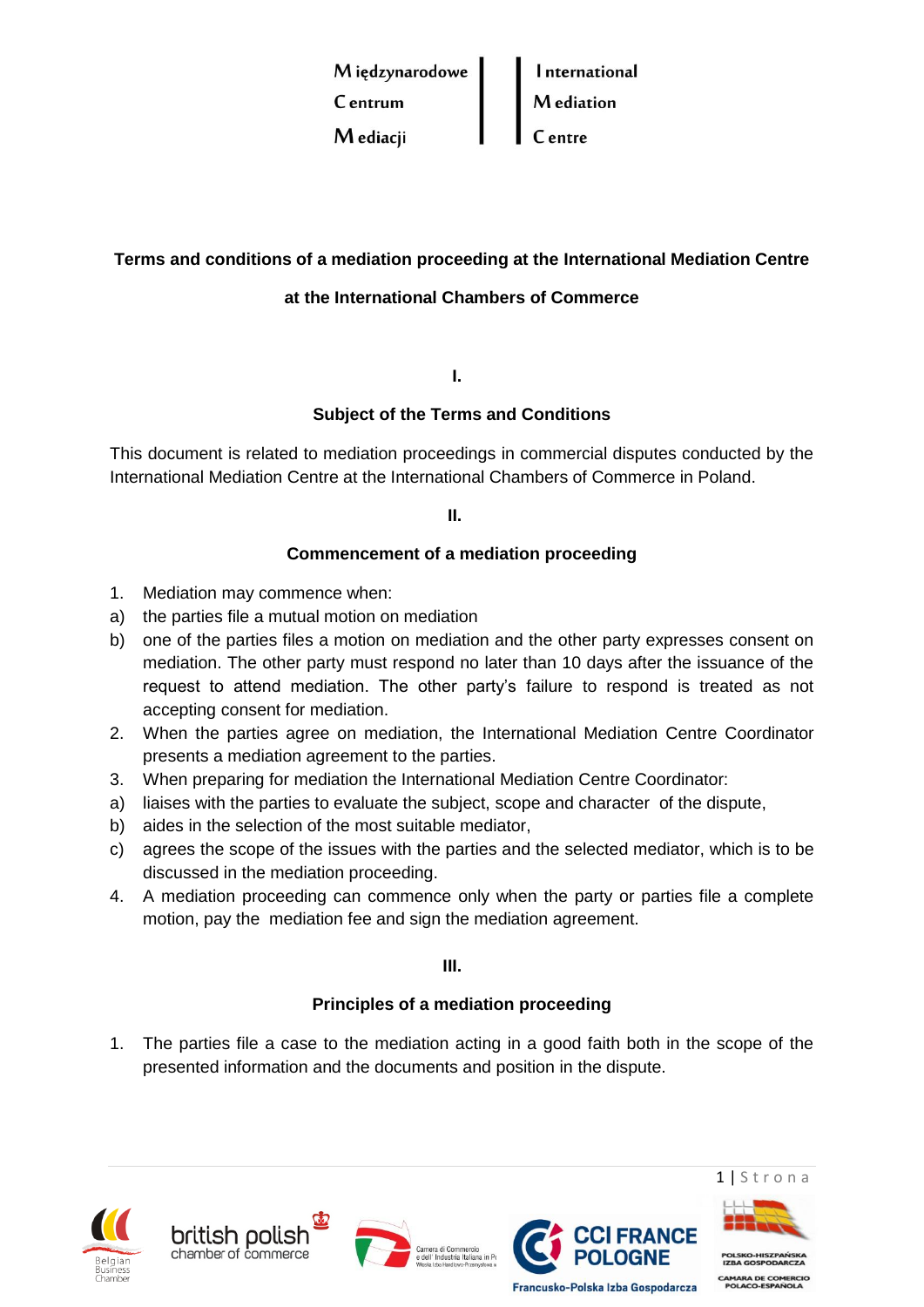Międzynarodowe Centrum Mediacji | International Mediation Centre

# Terms and conditions of a mediation proceeding at the International Mediation Centre at the International Chambers of Commerce

## I.

## Subject of the Terms and Conditions

This document is related to mediation proceedings in commercial disputes conducted by the International Mediation Centre at the International Chambers of Commerce in Poland.

## II.

## Commencement of a mediation proceeding

1. Mediation may commence when:
   a) the parties file a mutual motion on mediation
   b) one of the parties files a motion on mediation and the other party expresses consent on mediation. The other party must respond no later than 10 days after the issuance of the request to attend mediation. The other party's failure to respond is treated as not accepting consent for mediation.
2. When the parties agree on mediation, the International Mediation Centre Coordinator presents a mediation agreement to the parties.
3. When preparing for mediation the International Mediation Centre Coordinator:
   a) liaises with the parties to evaluate the subject, scope and character of the dispute,
   b) aides in the selection of the most suitable mediator,
   c) agrees the scope of the issues with the parties and the selected mediator, which is to be discussed in the mediation proceeding.
4. A mediation proceeding can commence only when the party or parties file a complete motion, pay the mediation fee and sign the mediation agreement.

## III.

## Principles of a mediation proceeding

1. The parties file a case to the mediation acting in a good faith both in the scope of the presented information and the documents and position in the dispute.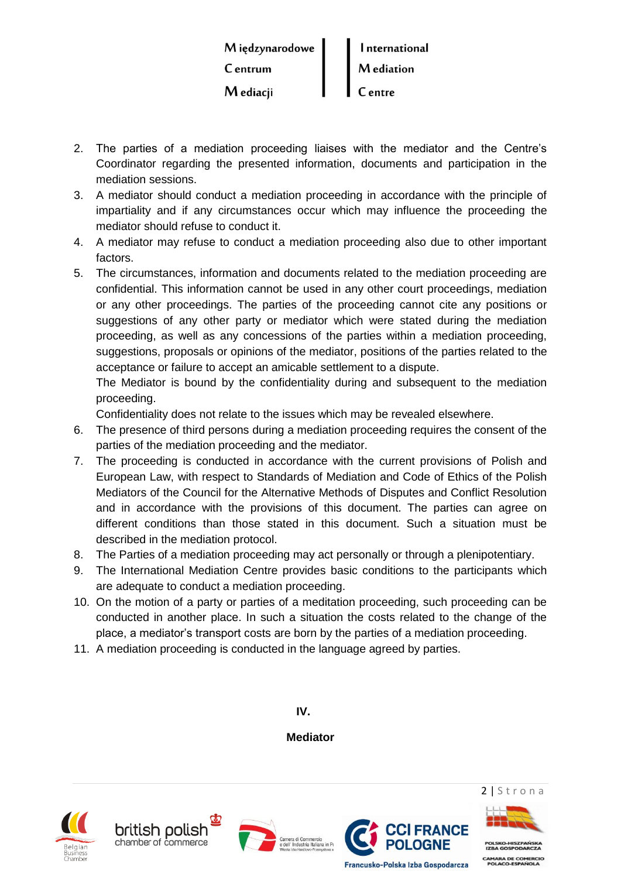2. The parties of a mediation proceeding liaises with the mediator and the Centre's Coordinator regarding the presented information, documents and participation in the mediation sessions.
3. A mediator should conduct a mediation proceeding in accordance with the principle of impartiality and if any circumstances occur which may influence the proceeding the mediator should refuse to conduct it.
4. A mediator may refuse to conduct a mediation proceeding also due to other important factors.
5. The circumstances, information and documents related to the mediation proceeding are confidential. This information cannot be used in any other court proceedings, mediation or any other proceedings. The parties of the proceeding cannot cite any positions or suggestions of any other party or mediator which were stated during the mediation proceeding, as well as any concessions of the parties within a mediation proceeding, suggestions, proposals or opinions of the mediator, positions of the parties related to the acceptance or failure to accept an amicable settlement to a dispute.
   The Mediator is bound by the confidentiality during and subsequent to the mediation proceeding.
   Confidentiality does not relate to the issues which may be revealed elsewhere.
6. The presence of third persons during a mediation proceeding requires the consent of the parties of the mediation proceeding and the mediator.
7. The proceeding is conducted in accordance with the current provisions of Polish and European Law, with respect to Standards of Mediation and Code of Ethics of the Polish Mediators of the Council for the Alternative Methods of Disputes and Conflict Resolution and in accordance with the provisions of this document. The parties can agree on different conditions than those stated in this document. Such a situation must be described in the mediation protocol.
8. The Parties of a mediation proceeding may act personally or through a plenipotentiary.
9. The International Mediation Centre provides basic conditions to the participants which are adequate to conduct a mediation proceeding.
10. On the motion of a party or parties of a meditation proceeding, such proceeding can be conducted in another place. In such a situation the costs related to the change of the place, a mediator's transport costs are born by the parties of a mediation proceeding.
11. A mediation proceeding is conducted in the language agreed by parties.

## IV.

## Mediator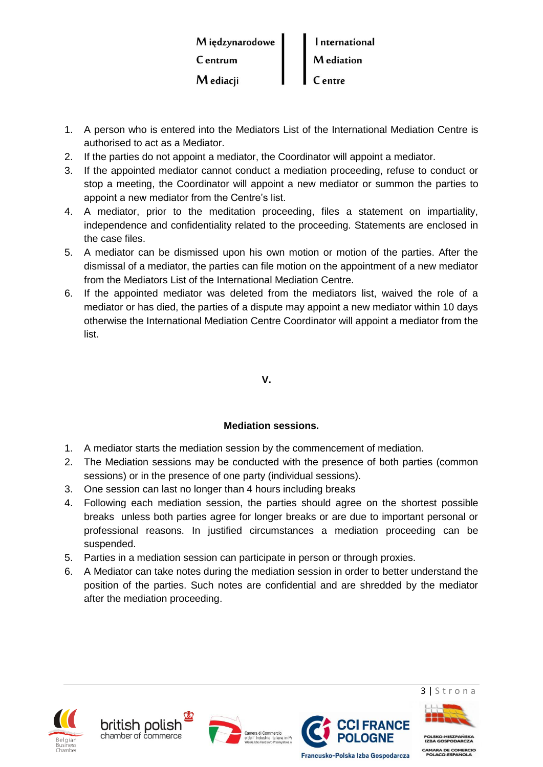1. A person who is entered into the Mediators List of the International Mediation Centre is authorised to act as a Mediator.
2. If the parties do not appoint a mediator, the Coordinator will appoint a mediator.
3. If the appointed mediator cannot conduct a mediation proceeding, refuse to conduct or stop a meeting, the Coordinator will appoint a new mediator or summon the parties to appoint a new mediator from the Centre's list.
4. A mediator, prior to the meditation proceeding, files a statement on impartiality, independence and confidentiality related to the proceeding. Statements are enclosed in the case files.
5. A mediator can be dismissed upon his own motion or motion of the parties. After the dismissal of a mediator, the parties can file motion on the appointment of a new mediator from the Mediators List of the International Mediation Centre.
6. If the appointed mediator was deleted from the mediators list, waived the role of a mediator or has died, the parties of a dispute may appoint a new mediator within 10 days otherwise the International Mediation Centre Coordinator will appoint a mediator from the list.

## V.

## Mediation sessions.

1. A mediator starts the mediation session by the commencement of mediation.
2. The Mediation sessions may be conducted with the presence of both parties (common sessions) or in the presence of one party (individual sessions).
3. One session can last no longer than 4 hours including breaks
4. Following each mediation session, the parties should agree on the shortest possible breaks unless both parties agree for longer breaks or are due to important personal or professional reasons. In justified circumstances a mediation proceeding can be suspended.
5. Parties in a mediation session can participate in person or through proxies.
6. A Mediator can take notes during the mediation session in order to better understand the position of the parties. Such notes are confidential and are shredded by the mediator after the mediation proceeding.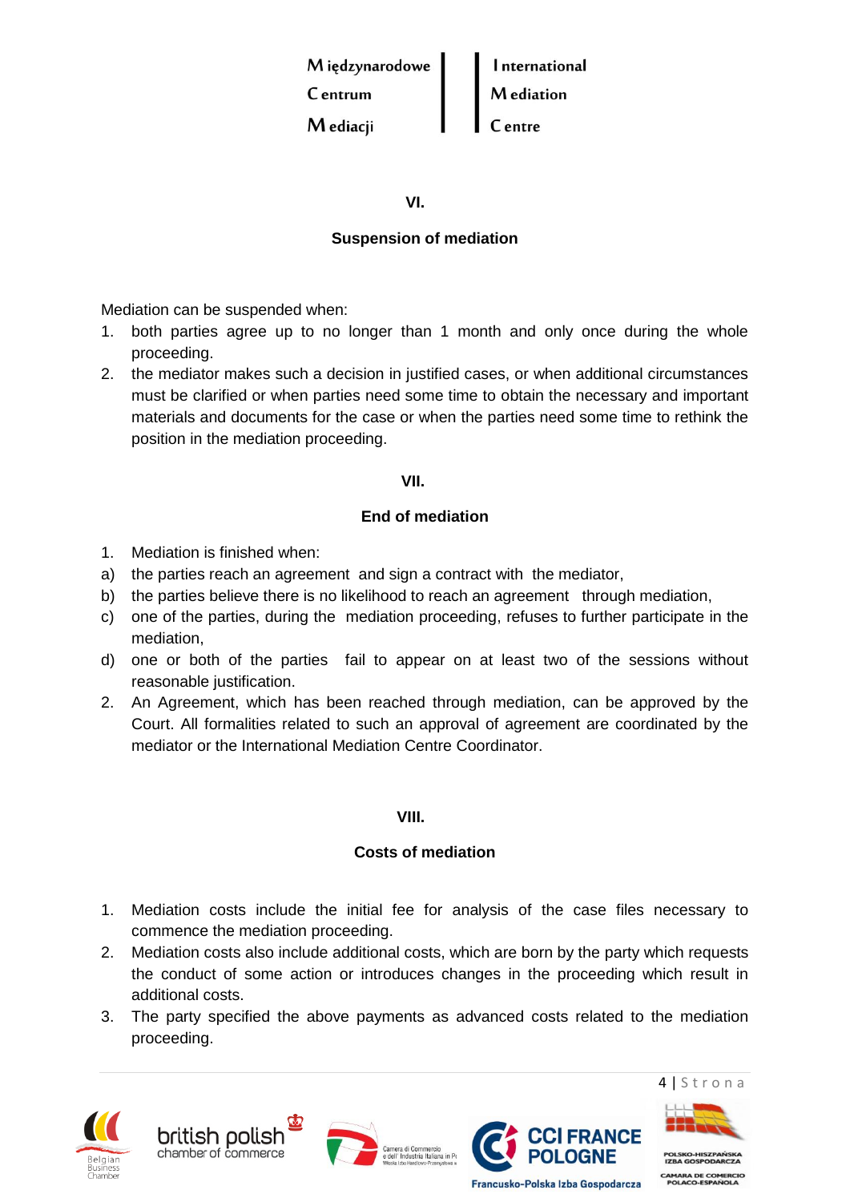## VI.

## Suspension of mediation

Mediation can be suspended when:

1. both parties agree up to no longer than 1 month and only once during the whole proceeding.
2. the mediator makes such a decision in justified cases, or when additional circumstances must be clarified or when parties need some time to obtain the necessary and important materials and documents for the case or when the parties need some time to rethink the position in the mediation proceeding.

## VII.

## End of mediation

1. Mediation is finished when:

a) the parties reach an agreement and sign a contract with the mediator,

b) the parties believe there is no likelihood to reach an agreement through mediation,

c) one of the parties, during the mediation proceeding, refuses to further participate in the mediation,

d) one or both of the parties fail to appear on at least two of the sessions without reasonable justification.

2. An Agreement, which has been reached through mediation, can be approved by the Court. All formalities related to such an approval of agreement are coordinated by the mediator or the International Mediation Centre Coordinator.

## VIII.

## Costs of mediation

1. Mediation costs include the initial fee for analysis of the case files necessary to commence the mediation proceeding.
2. Mediation costs also include additional costs, which are born by the party which requests the conduct of some action or introduces changes in the proceeding which result in additional costs.
3. The party specified the above payments as advanced costs related to the mediation proceeding.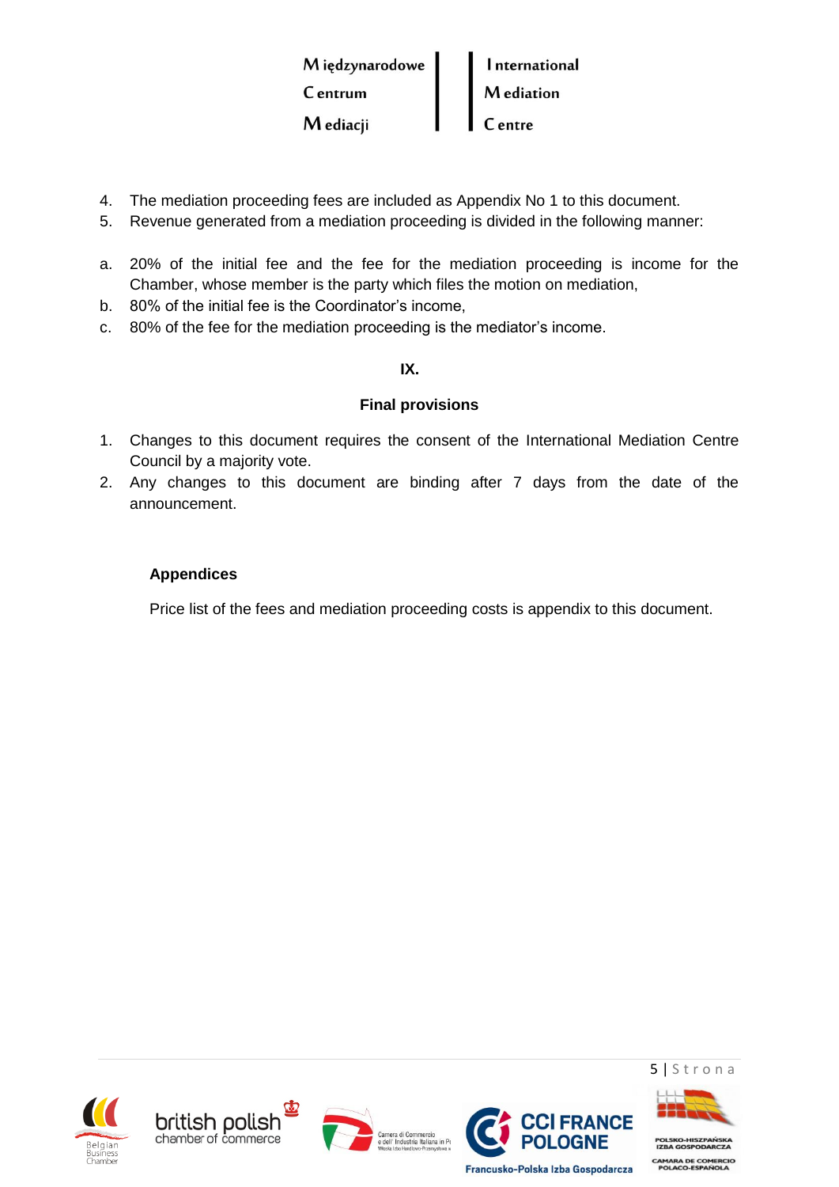4. The mediation proceeding fees are included as Appendix No 1 to this document.
5. Revenue generated from a mediation proceeding is divided in the following manner:

a. 20% of the initial fee and the fee for the mediation proceeding is income for the Chamber, whose member is the party which files the motion on mediation,
b. 80% of the initial fee is the Coordinator's income,
c. 80% of the fee for the mediation proceeding is the mediator's income.

## IX.

## Final provisions

1. Changes to this document requires the consent of the International Mediation Centre Council by a majority vote.
2. Any changes to this document are binding after 7 days from the date of the announcement.

### Appendices

Price list of the fees and mediation proceeding costs is appendix to this document.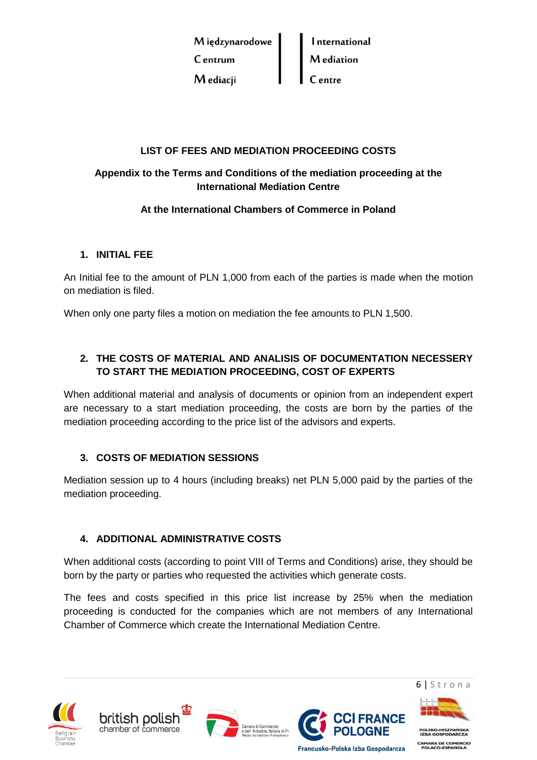# LIST OF FEES AND MEDIATION PROCEEDING COSTS

**Appendix to the Terms and Conditions of the mediation proceeding at the International Mediation Centre**

**At the International Chambers of Commerce in Poland**

## 1. INITIAL FEE

An Initial fee to the amount of PLN 1,000 from each of the parties is made when the motion on mediation is filed.

When only one party files a motion on mediation the fee amounts to PLN 1,500.

## 2. THE COSTS OF MATERIAL AND ANALISIS OF DOCUMENTATION NECESSERY TO START THE MEDIATION PROCEEDING, COST OF EXPERTS

When additional material and analysis of documents or opinion from an independent expert are necessary to a start mediation proceeding, the costs are born by the parties of the mediation proceeding according to the price list of the advisors and experts.

## 3. COSTS OF MEDIATION SESSIONS

Mediation session up to 4 hours (including breaks) net PLN 5,000 paid by the parties of the mediation proceeding.

## 4. ADDITIONAL ADMINISTRATIVE COSTS

When additional costs (according to point VIII of Terms and Conditions) arise, they should be born by the party or parties who requested the activities which generate costs.

The fees and costs specified in this price list increase by 25% when the mediation proceeding is conducted for the companies which are not members of any International Chamber of Commerce which create the International Mediation Centre.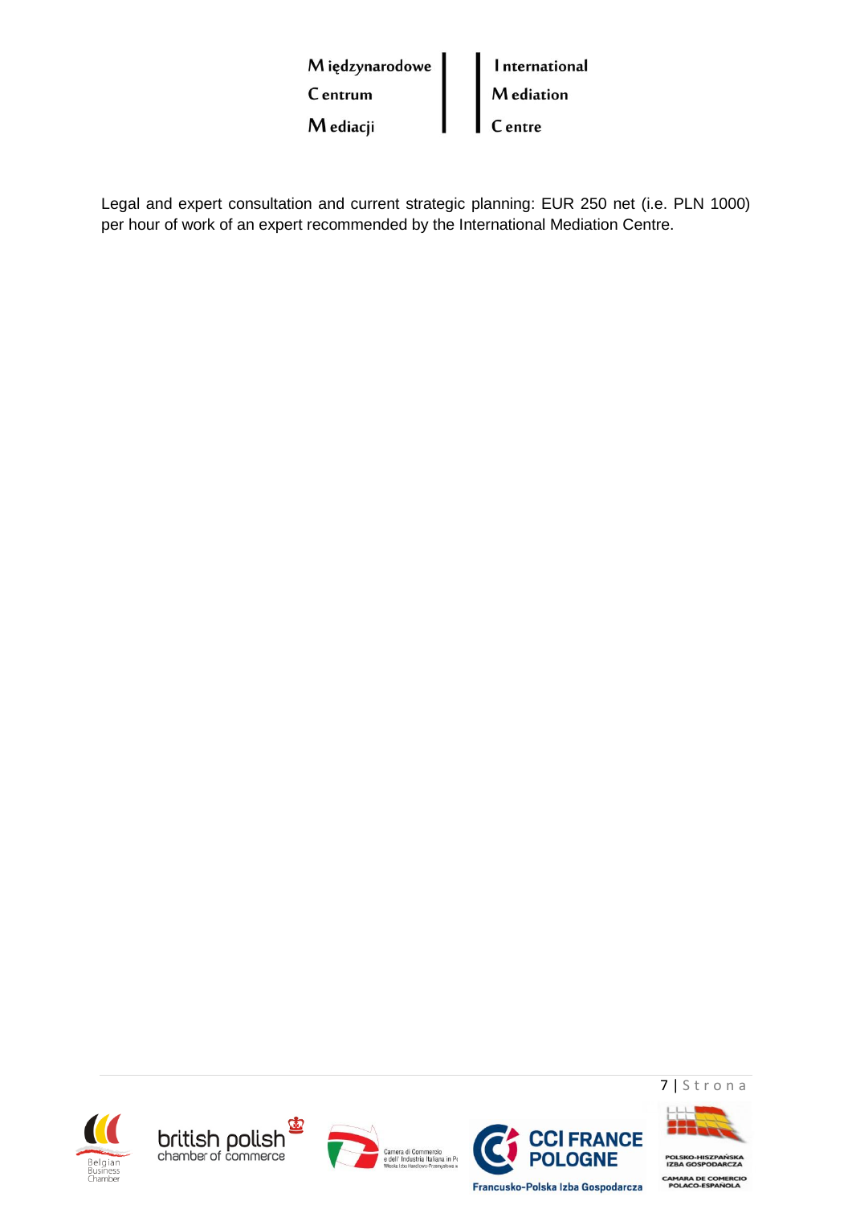Legal and expert consultation and current strategic planning: EUR 250 net (i.e. PLN 1000) per hour of work of an expert recommended by the International Mediation Centre.